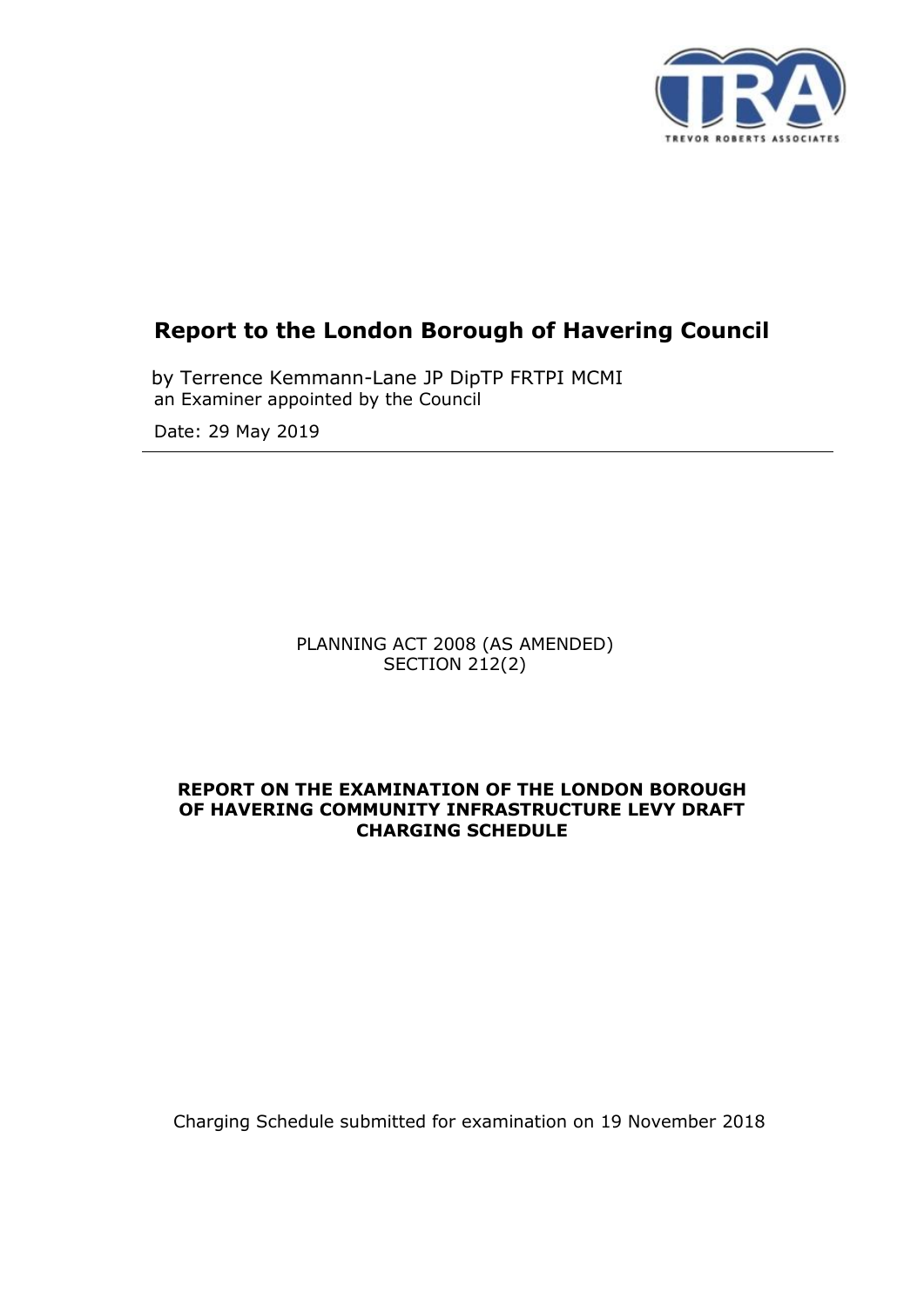# Report to the London Borough of Havering Council

by Terrence Kemmann-Lane JP DipTP FRTPI MCMI
an Examiner appointed by the Council

Date: 29 May 2019

---

PLANNING ACT 2008 (AS AMENDED)
SECTION 212(2)

**REPORT ON THE EXAMINATION OF THE LONDON BOROUGH OF HAVERING COMMUNITY INFRASTRUCTURE LEVY DRAFT CHARGING SCHEDULE**

Charging Schedule submitted for examination on 19 November 2018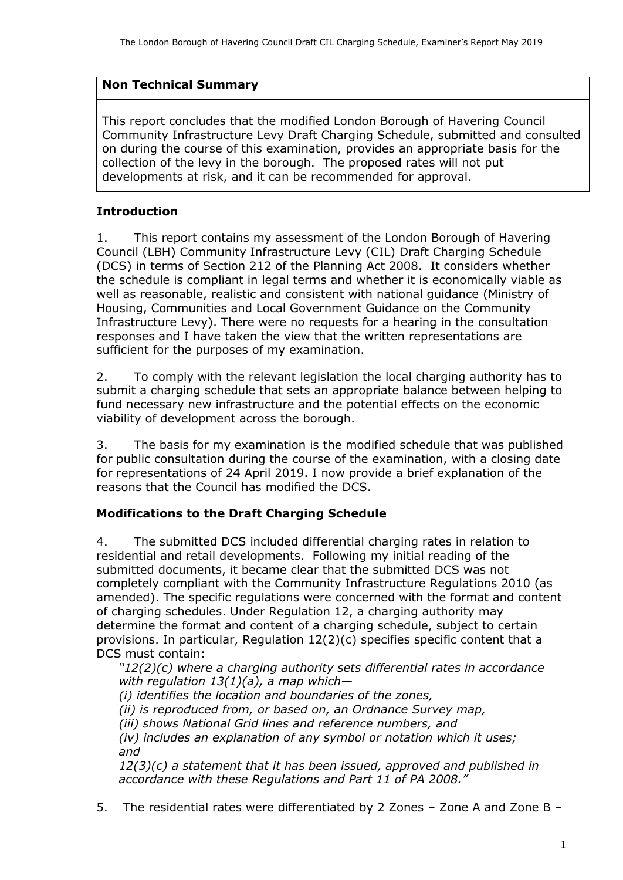## Non Technical Summary

This report concludes that the modified London Borough of Havering Council Community Infrastructure Levy Draft Charging Schedule, submitted and consulted on during the course of this examination, provides an appropriate basis for the collection of the levy in the borough. The proposed rates will not put developments at risk, and it can be recommended for approval.

## Introduction

1. This report contains my assessment of the London Borough of Havering Council (LBH) Community Infrastructure Levy (CIL) Draft Charging Schedule (DCS) in terms of Section 212 of the Planning Act 2008. It considers whether the schedule is compliant in legal terms and whether it is economically viable as well as reasonable, realistic and consistent with national guidance (Ministry of Housing, Communities and Local Government Guidance on the Community Infrastructure Levy). There were no requests for a hearing in the consultation responses and I have taken the view that the written representations are sufficient for the purposes of my examination.

2. To comply with the relevant legislation the local charging authority has to submit a charging schedule that sets an appropriate balance between helping to fund necessary new infrastructure and the potential effects on the economic viability of development across the borough.

3. The basis for my examination is the modified schedule that was published for public consultation during the course of the examination, with a closing date for representations of 24 April 2019. I now provide a brief explanation of the reasons that the Council has modified the DCS.

## Modifications to the Draft Charging Schedule

4. The submitted DCS included differential charging rates in relation to residential and retail developments. Following my initial reading of the submitted documents, it became clear that the submitted DCS was not completely compliant with the Community Infrastructure Regulations 2010 (as amended). The specific regulations were concerned with the format and content of charging schedules. Under Regulation 12, a charging authority may determine the format and content of a charging schedule, subject to certain provisions. In particular, Regulation 12(2)(c) specifies specific content that a DCS must contain:

> *"12(2)(c) where a charging authority sets differential rates in accordance with regulation 13(1)(a), a map which—*
> *(i) identifies the location and boundaries of the zones,*
> *(ii) is reproduced from, or based on, an Ordnance Survey map,*
> *(iii) shows National Grid lines and reference numbers, and*
> *(iv) includes an explanation of any symbol or notation which it uses; and*
> *12(3)(c) a statement that it has been issued, approved and published in accordance with these Regulations and Part 11 of PA 2008."*

5. The residential rates were differentiated by 2 Zones – Zone A and Zone B –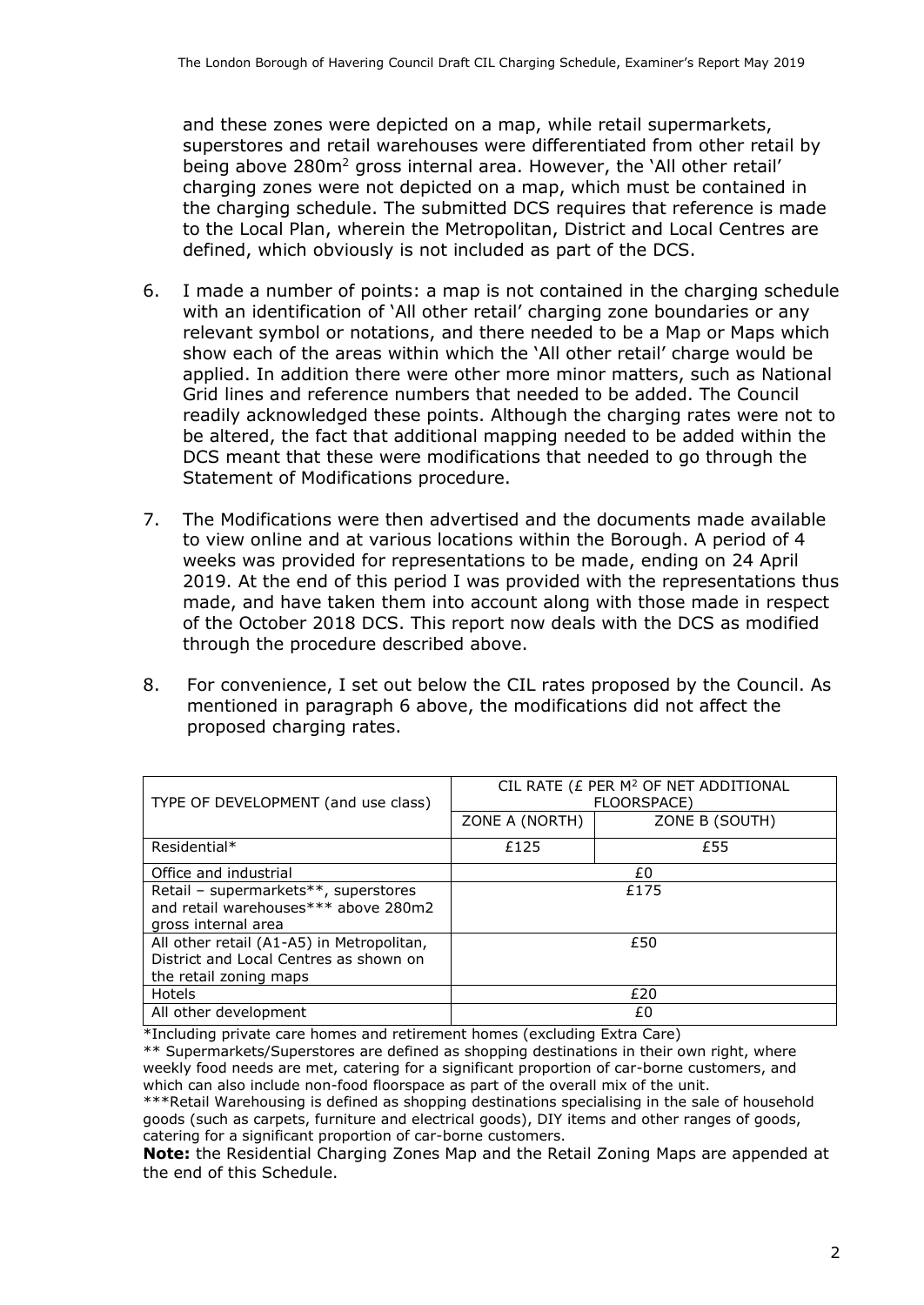and these zones were depicted on a map, while retail supermarkets, superstores and retail warehouses were differentiated from other retail by being above 280m$^2$ gross internal area. However, the 'All other retail' charging zones were not depicted on a map, which must be contained in the charging schedule. The submitted DCS requires that reference is made to the Local Plan, wherein the Metropolitan, District and Local Centres are defined, which obviously is not included as part of the DCS.

6. I made a number of points: a map is not contained in the charging schedule with an identification of 'All other retail' charging zone boundaries or any relevant symbol or notations, and there needed to be a Map or Maps which show each of the areas within which the 'All other retail' charge would be applied. In addition there were other more minor matters, such as National Grid lines and reference numbers that needed to be added. The Council readily acknowledged these points. Although the charging rates were not to be altered, the fact that additional mapping needed to be added within the DCS meant that these were modifications that needed to go through the Statement of Modifications procedure.

7. The Modifications were then advertised and the documents made available to view online and at various locations within the Borough. A period of 4 weeks was provided for representations to be made, ending on 24 April 2019. At the end of this period I was provided with the representations thus made, and have taken them into account along with those made in respect of the October 2018 DCS. This report now deals with the DCS as modified through the procedure described above.

8. For convenience, I set out below the CIL rates proposed by the Council. As mentioned in paragraph 6 above, the modifications did not affect the proposed charging rates.

| TYPE OF DEVELOPMENT (and use class) | CIL RATE (£ PER M$^2$ OF NET ADDITIONAL FLOORSPACE) | |
|---|---|---|
| | ZONE A (NORTH) | ZONE B (SOUTH) |
| Residential* | £125 | £55 |
| Office and industrial | £0 | |
| Retail – supermarkets**, superstores and retail warehouses*** above 280m2 gross internal area | £175 | |
| All other retail (A1-A5) in Metropolitan, District and Local Centres as shown on the retail zoning maps | £50 | |
| Hotels | £20 | |
| All other development | £0 | |

*Including private care homes and retirement homes (excluding Extra Care)

** Supermarkets/Superstores are defined as shopping destinations in their own right, where weekly food needs are met, catering for a significant proportion of car-borne customers, and which can also include non-food floorspace as part of the overall mix of the unit.

***Retail Warehousing is defined as shopping destinations specialising in the sale of household goods (such as carpets, furniture and electrical goods), DIY items and other ranges of goods, catering for a significant proportion of car-borne customers.

**Note:** the Residential Charging Zones Map and the Retail Zoning Maps are appended at the end of this Schedule.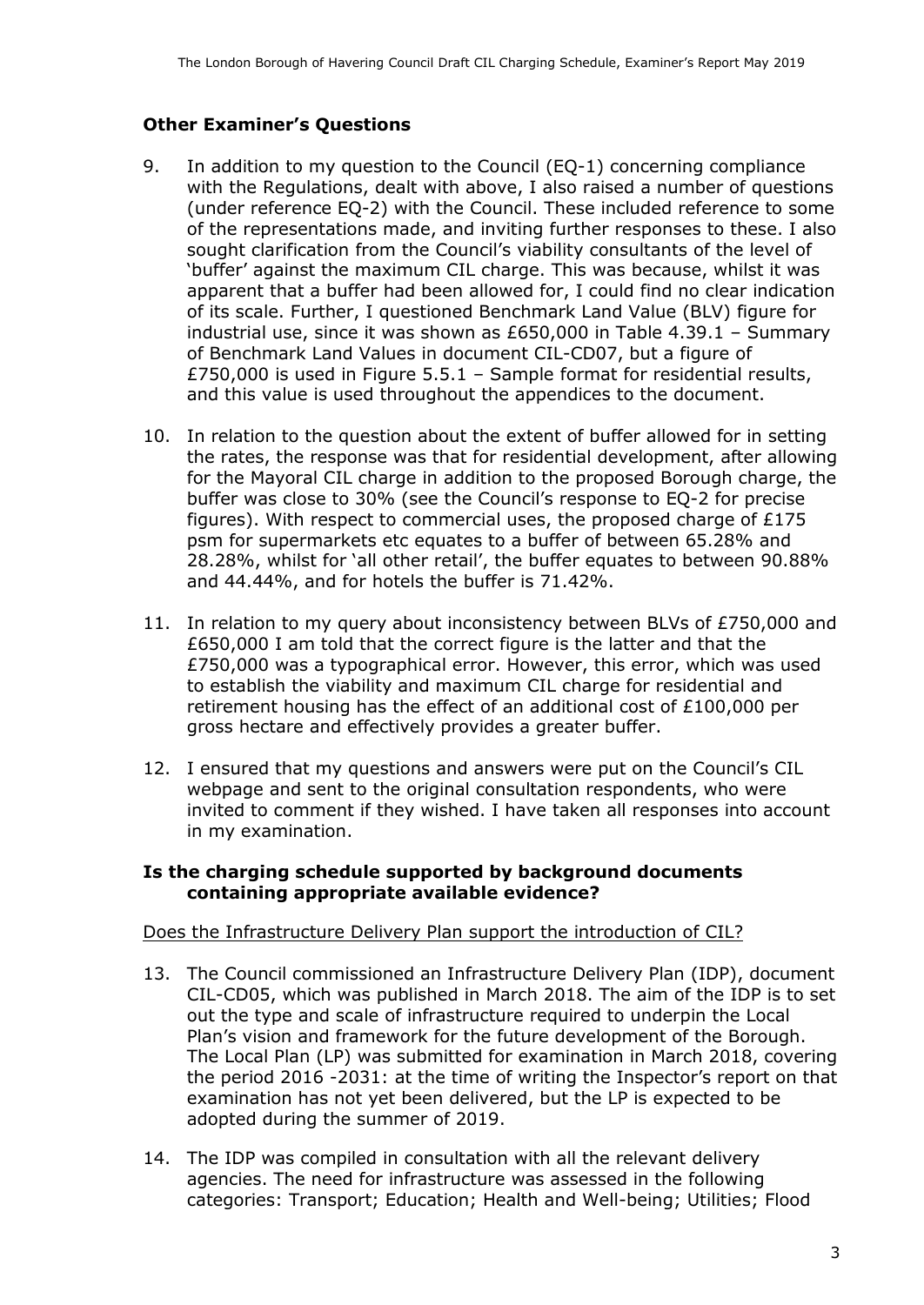## Other Examiner's Questions

9. In addition to my question to the Council (EQ-1) concerning compliance with the Regulations, dealt with above, I also raised a number of questions (under reference EQ-2) with the Council. These included reference to some of the representations made, and inviting further responses to these. I also sought clarification from the Council's viability consultants of the level of 'buffer' against the maximum CIL charge. This was because, whilst it was apparent that a buffer had been allowed for, I could find no clear indication of its scale. Further, I questioned Benchmark Land Value (BLV) figure for industrial use, since it was shown as £650,000 in Table 4.39.1 – Summary of Benchmark Land Values in document CIL-CD07, but a figure of £750,000 is used in Figure 5.5.1 – Sample format for residential results, and this value is used throughout the appendices to the document.

10. In relation to the question about the extent of buffer allowed for in setting the rates, the response was that for residential development, after allowing for the Mayoral CIL charge in addition to the proposed Borough charge, the buffer was close to 30% (see the Council's response to EQ-2 for precise figures). With respect to commercial uses, the proposed charge of £175 psm for supermarkets etc equates to a buffer of between 65.28% and 28.28%, whilst for 'all other retail', the buffer equates to between 90.88% and 44.44%, and for hotels the buffer is 71.42%.

11. In relation to my query about inconsistency between BLVs of £750,000 and £650,000 I am told that the correct figure is the latter and that the £750,000 was a typographical error. However, this error, which was used to establish the viability and maximum CIL charge for residential and retirement housing has the effect of an additional cost of £100,000 per gross hectare and effectively provides a greater buffer.

12. I ensured that my questions and answers were put on the Council's CIL webpage and sent to the original consultation respondents, who were invited to comment if they wished. I have taken all responses into account in my examination.

## Is the charging schedule supported by background documents containing appropriate available evidence?

Does the Infrastructure Delivery Plan support the introduction of CIL?

13. The Council commissioned an Infrastructure Delivery Plan (IDP), document CIL-CD05, which was published in March 2018. The aim of the IDP is to set out the type and scale of infrastructure required to underpin the Local Plan's vision and framework for the future development of the Borough. The Local Plan (LP) was submitted for examination in March 2018, covering the period 2016 -2031: at the time of writing the Inspector's report on that examination has not yet been delivered, but the LP is expected to be adopted during the summer of 2019.

14. The IDP was compiled in consultation with all the relevant delivery agencies. The need for infrastructure was assessed in the following categories: Transport; Education; Health and Well-being; Utilities; Flood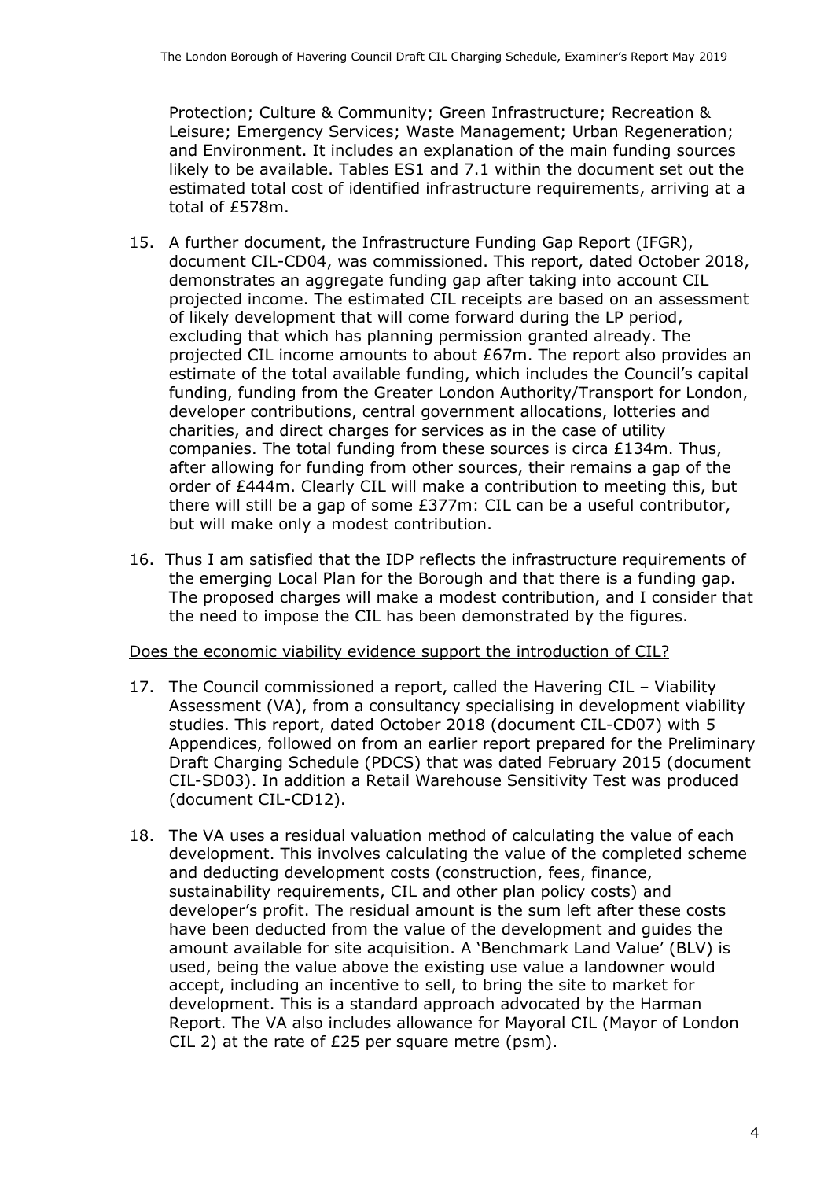Protection; Culture & Community; Green Infrastructure; Recreation & Leisure; Emergency Services; Waste Management; Urban Regeneration; and Environment. It includes an explanation of the main funding sources likely to be available. Tables ES1 and 7.1 within the document set out the estimated total cost of identified infrastructure requirements, arriving at a total of £578m.

15. A further document, the Infrastructure Funding Gap Report (IFGR), document CIL-CD04, was commissioned. This report, dated October 2018, demonstrates an aggregate funding gap after taking into account CIL projected income. The estimated CIL receipts are based on an assessment of likely development that will come forward during the LP period, excluding that which has planning permission granted already. The projected CIL income amounts to about £67m. The report also provides an estimate of the total available funding, which includes the Council's capital funding, funding from the Greater London Authority/Transport for London, developer contributions, central government allocations, lotteries and charities, and direct charges for services as in the case of utility companies. The total funding from these sources is circa £134m. Thus, after allowing for funding from other sources, their remains a gap of the order of £444m. Clearly CIL will make a contribution to meeting this, but there will still be a gap of some £377m: CIL can be a useful contributor, but will make only a modest contribution.

16. Thus I am satisfied that the IDP reflects the infrastructure requirements of the emerging Local Plan for the Borough and that there is a funding gap. The proposed charges will make a modest contribution, and I consider that the need to impose the CIL has been demonstrated by the figures.

Does the economic viability evidence support the introduction of CIL?

17. The Council commissioned a report, called the Havering CIL – Viability Assessment (VA), from a consultancy specialising in development viability studies. This report, dated October 2018 (document CIL-CD07) with 5 Appendices, followed on from an earlier report prepared for the Preliminary Draft Charging Schedule (PDCS) that was dated February 2015 (document CIL-SD03). In addition a Retail Warehouse Sensitivity Test was produced (document CIL-CD12).

18. The VA uses a residual valuation method of calculating the value of each development. This involves calculating the value of the completed scheme and deducting development costs (construction, fees, finance, sustainability requirements, CIL and other plan policy costs) and developer's profit. The residual amount is the sum left after these costs have been deducted from the value of the development and guides the amount available for site acquisition. A 'Benchmark Land Value' (BLV) is used, being the value above the existing use value a landowner would accept, including an incentive to sell, to bring the site to market for development. This is a standard approach advocated by the Harman Report. The VA also includes allowance for Mayoral CIL (Mayor of London CIL 2) at the rate of £25 per square metre (psm).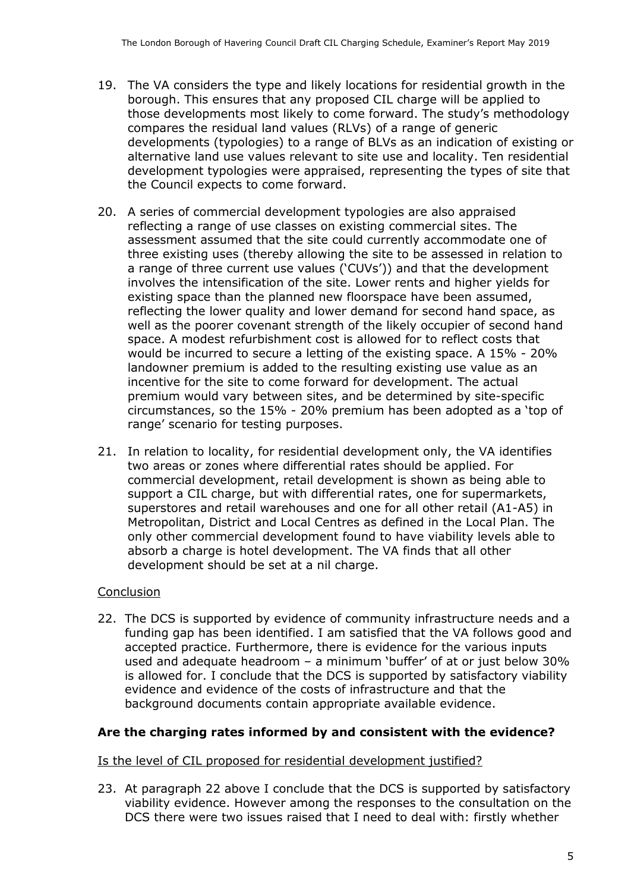19. The VA considers the type and likely locations for residential growth in the borough. This ensures that any proposed CIL charge will be applied to those developments most likely to come forward. The study's methodology compares the residual land values (RLVs) of a range of generic developments (typologies) to a range of BLVs as an indication of existing or alternative land use values relevant to site use and locality. Ten residential development typologies were appraised, representing the types of site that the Council expects to come forward.

20. A series of commercial development typologies are also appraised reflecting a range of use classes on existing commercial sites. The assessment assumed that the site could currently accommodate one of three existing uses (thereby allowing the site to be assessed in relation to a range of three current use values ('CUVs')) and that the development involves the intensification of the site. Lower rents and higher yields for existing space than the planned new floorspace have been assumed, reflecting the lower quality and lower demand for second hand space, as well as the poorer covenant strength of the likely occupier of second hand space. A modest refurbishment cost is allowed for to reflect costs that would be incurred to secure a letting of the existing space. A 15% - 20% landowner premium is added to the resulting existing use value as an incentive for the site to come forward for development. The actual premium would vary between sites, and be determined by site-specific circumstances, so the 15% - 20% premium has been adopted as a 'top of range' scenario for testing purposes.

21. In relation to locality, for residential development only, the VA identifies two areas or zones where differential rates should be applied. For commercial development, retail development is shown as being able to support a CIL charge, but with differential rates, one for supermarkets, superstores and retail warehouses and one for all other retail (A1-A5) in Metropolitan, District and Local Centres as defined in the Local Plan. The only other commercial development found to have viability levels able to absorb a charge is hotel development. The VA finds that all other development should be set at a nil charge.

Conclusion

22. The DCS is supported by evidence of community infrastructure needs and a funding gap has been identified. I am satisfied that the VA follows good and accepted practice. Furthermore, there is evidence for the various inputs used and adequate headroom – a minimum 'buffer' of at or just below 30% is allowed for. I conclude that the DCS is supported by satisfactory viability evidence and evidence of the costs of infrastructure and that the background documents contain appropriate available evidence.

## Are the charging rates informed by and consistent with the evidence?

Is the level of CIL proposed for residential development justified?

23. At paragraph 22 above I conclude that the DCS is supported by satisfactory viability evidence. However among the responses to the consultation on the DCS there were two issues raised that I need to deal with: firstly whether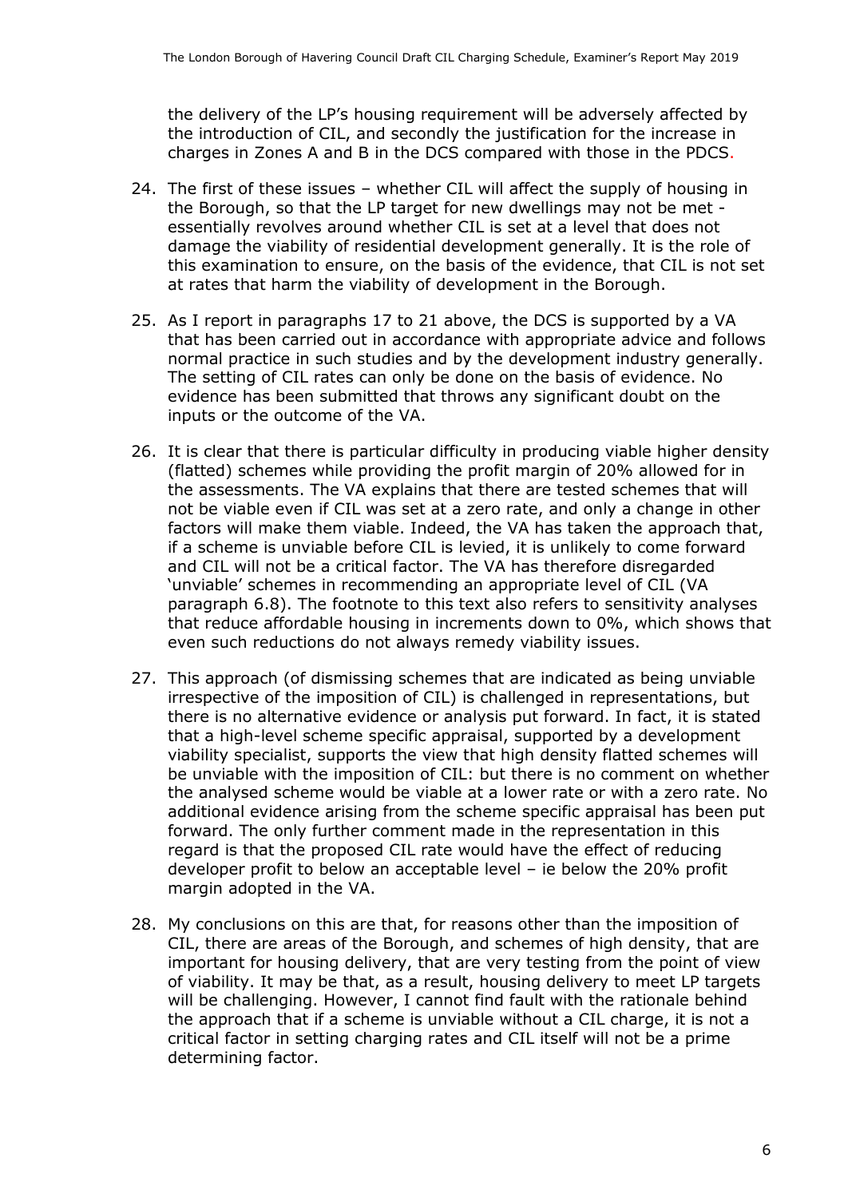the delivery of the LP's housing requirement will be adversely affected by the introduction of CIL, and secondly the justification for the increase in charges in Zones A and B in the DCS compared with those in the PDCS.

24. The first of these issues – whether CIL will affect the supply of housing in the Borough, so that the LP target for new dwellings may not be met - essentially revolves around whether CIL is set at a level that does not damage the viability of residential development generally. It is the role of this examination to ensure, on the basis of the evidence, that CIL is not set at rates that harm the viability of development in the Borough.

25. As I report in paragraphs 17 to 21 above, the DCS is supported by a VA that has been carried out in accordance with appropriate advice and follows normal practice in such studies and by the development industry generally. The setting of CIL rates can only be done on the basis of evidence. No evidence has been submitted that throws any significant doubt on the inputs or the outcome of the VA.

26. It is clear that there is particular difficulty in producing viable higher density (flatted) schemes while providing the profit margin of 20% allowed for in the assessments. The VA explains that there are tested schemes that will not be viable even if CIL was set at a zero rate, and only a change in other factors will make them viable. Indeed, the VA has taken the approach that, if a scheme is unviable before CIL is levied, it is unlikely to come forward and CIL will not be a critical factor. The VA has therefore disregarded 'unviable' schemes in recommending an appropriate level of CIL (VA paragraph 6.8). The footnote to this text also refers to sensitivity analyses that reduce affordable housing in increments down to 0%, which shows that even such reductions do not always remedy viability issues.

27. This approach (of dismissing schemes that are indicated as being unviable irrespective of the imposition of CIL) is challenged in representations, but there is no alternative evidence or analysis put forward. In fact, it is stated that a high-level scheme specific appraisal, supported by a development viability specialist, supports the view that high density flatted schemes will be unviable with the imposition of CIL: but there is no comment on whether the analysed scheme would be viable at a lower rate or with a zero rate. No additional evidence arising from the scheme specific appraisal has been put forward. The only further comment made in the representation in this regard is that the proposed CIL rate would have the effect of reducing developer profit to below an acceptable level – ie below the 20% profit margin adopted in the VA.

28. My conclusions on this are that, for reasons other than the imposition of CIL, there are areas of the Borough, and schemes of high density, that are important for housing delivery, that are very testing from the point of view of viability. It may be that, as a result, housing delivery to meet LP targets will be challenging. However, I cannot find fault with the rationale behind the approach that if a scheme is unviable without a CIL charge, it is not a critical factor in setting charging rates and CIL itself will not be a prime determining factor.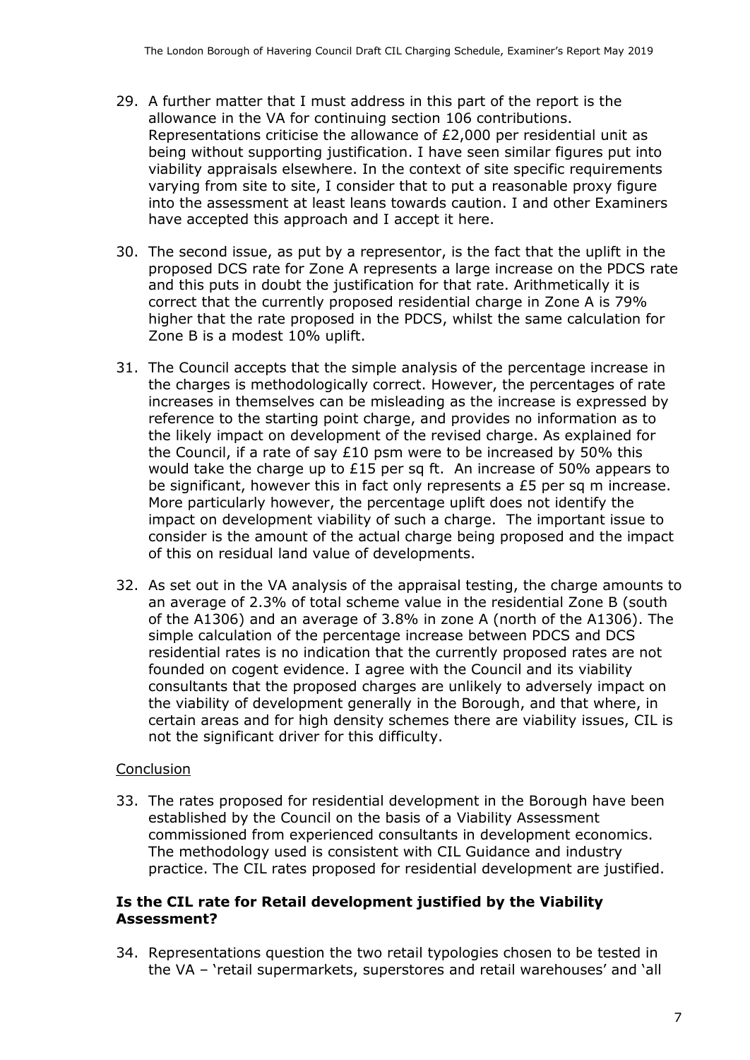29. A further matter that I must address in this part of the report is the allowance in the VA for continuing section 106 contributions. Representations criticise the allowance of £2,000 per residential unit as being without supporting justification. I have seen similar figures put into viability appraisals elsewhere. In the context of site specific requirements varying from site to site, I consider that to put a reasonable proxy figure into the assessment at least leans towards caution. I and other Examiners have accepted this approach and I accept it here.

30. The second issue, as put by a representor, is the fact that the uplift in the proposed DCS rate for Zone A represents a large increase on the PDCS rate and this puts in doubt the justification for that rate. Arithmetically it is correct that the currently proposed residential charge in Zone A is 79% higher that the rate proposed in the PDCS, whilst the same calculation for Zone B is a modest 10% uplift.

31. The Council accepts that the simple analysis of the percentage increase in the charges is methodologically correct. However, the percentages of rate increases in themselves can be misleading as the increase is expressed by reference to the starting point charge, and provides no information as to the likely impact on development of the revised charge. As explained for the Council, if a rate of say £10 psm were to be increased by 50% this would take the charge up to £15 per sq ft. An increase of 50% appears to be significant, however this in fact only represents a £5 per sq m increase. More particularly however, the percentage uplift does not identify the impact on development viability of such a charge. The important issue to consider is the amount of the actual charge being proposed and the impact of this on residual land value of developments.

32. As set out in the VA analysis of the appraisal testing, the charge amounts to an average of 2.3% of total scheme value in the residential Zone B (south of the A1306) and an average of 3.8% in zone A (north of the A1306). The simple calculation of the percentage increase between PDCS and DCS residential rates is no indication that the currently proposed rates are not founded on cogent evidence. I agree with the Council and its viability consultants that the proposed charges are unlikely to adversely impact on the viability of development generally in the Borough, and that where, in certain areas and for high density schemes there are viability issues, CIL is not the significant driver for this difficulty.

Conclusion

33. The rates proposed for residential development in the Borough have been established by the Council on the basis of a Viability Assessment commissioned from experienced consultants in development economics. The methodology used is consistent with CIL Guidance and industry practice. The CIL rates proposed for residential development are justified.

**Is the CIL rate for Retail development justified by the Viability Assessment?**

34. Representations question the two retail typologies chosen to be tested in the VA – 'retail supermarkets, superstores and retail warehouses' and 'all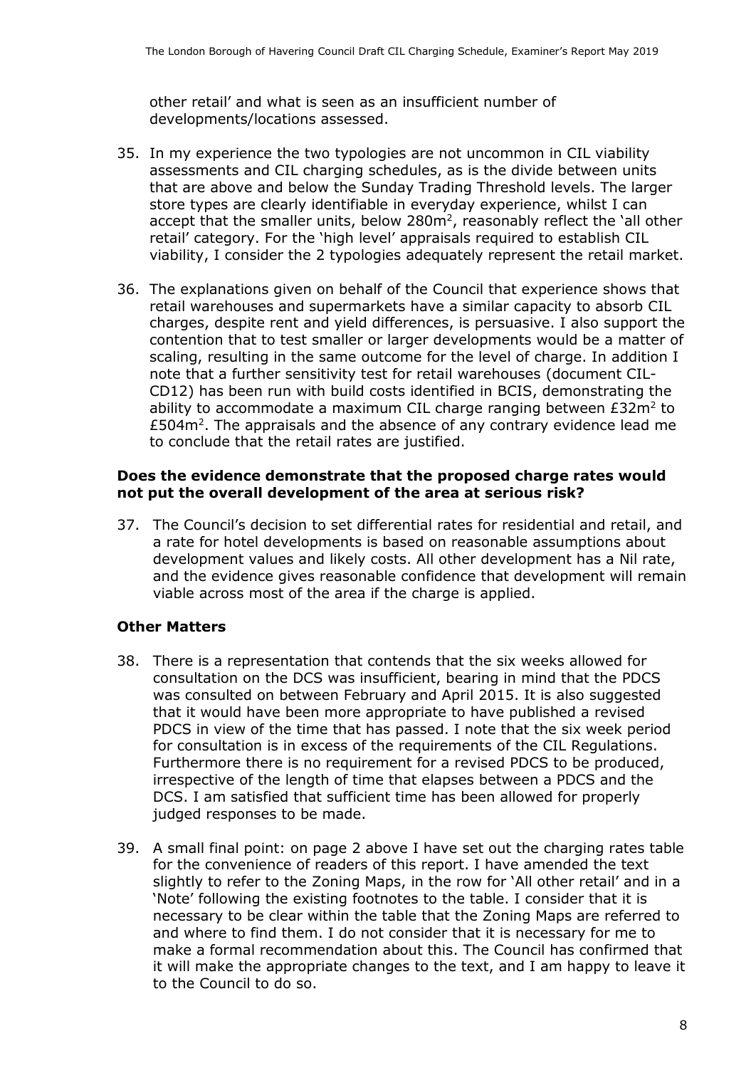other retail' and what is seen as an insufficient number of developments/locations assessed.

35. In my experience the two typologies are not uncommon in CIL viability assessments and CIL charging schedules, as is the divide between units that are above and below the Sunday Trading Threshold levels. The larger store types are clearly identifiable in everyday experience, whilst I can accept that the smaller units, below 280m$^2$, reasonably reflect the 'all other retail' category. For the 'high level' appraisals required to establish CIL viability, I consider the 2 typologies adequately represent the retail market.

36. The explanations given on behalf of the Council that experience shows that retail warehouses and supermarkets have a similar capacity to absorb CIL charges, despite rent and yield differences, is persuasive. I also support the contention that to test smaller or larger developments would be a matter of scaling, resulting in the same outcome for the level of charge. In addition I note that a further sensitivity test for retail warehouses (document CIL-CD12) has been run with build costs identified in BCIS, demonstrating the ability to accommodate a maximum CIL charge ranging between £32m$^2$ to £504m$^2$. The appraisals and the absence of any contrary evidence lead me to conclude that the retail rates are justified.

**Does the evidence demonstrate that the proposed charge rates would not put the overall development of the area at serious risk?**

37. The Council's decision to set differential rates for residential and retail, and a rate for hotel developments is based on reasonable assumptions about development values and likely costs. All other development has a Nil rate, and the evidence gives reasonable confidence that development will remain viable across most of the area if the charge is applied.

**Other Matters**

38. There is a representation that contends that the six weeks allowed for consultation on the DCS was insufficient, bearing in mind that the PDCS was consulted on between February and April 2015. It is also suggested that it would have been more appropriate to have published a revised PDCS in view of the time that has passed. I note that the six week period for consultation is in excess of the requirements of the CIL Regulations. Furthermore there is no requirement for a revised PDCS to be produced, irrespective of the length of time that elapses between a PDCS and the DCS. I am satisfied that sufficient time has been allowed for properly judged responses to be made.

39. A small final point: on page 2 above I have set out the charging rates table for the convenience of readers of this report. I have amended the text slightly to refer to the Zoning Maps, in the row for 'All other retail' and in a 'Note' following the existing footnotes to the table. I consider that it is necessary to be clear within the table that the Zoning Maps are referred to and where to find them. I do not consider that it is necessary for me to make a formal recommendation about this. The Council has confirmed that it will make the appropriate changes to the text, and I am happy to leave it to the Council to do so.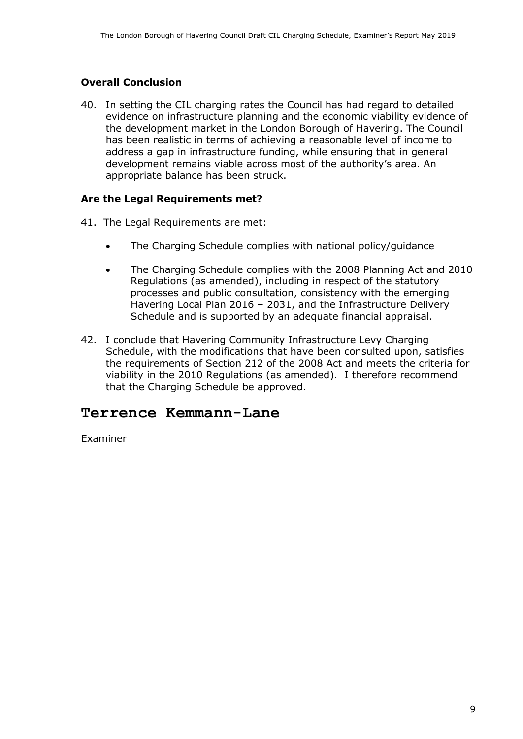### Overall Conclusion

40. In setting the CIL charging rates the Council has had regard to detailed evidence on infrastructure planning and the economic viability evidence of the development market in the London Borough of Havering. The Council has been realistic in terms of achieving a reasonable level of income to address a gap in infrastructure funding, while ensuring that in general development remains viable across most of the authority's area. An appropriate balance has been struck.

### Are the Legal Requirements met?

41. The Legal Requirements are met:

- The Charging Schedule complies with national policy/guidance
- The Charging Schedule complies with the 2008 Planning Act and 2010 Regulations (as amended), including in respect of the statutory processes and public consultation, consistency with the emerging Havering Local Plan 2016 – 2031, and the Infrastructure Delivery Schedule and is supported by an adequate financial appraisal.

42. I conclude that Havering Community Infrastructure Levy Charging Schedule, with the modifications that have been consulted upon, satisfies the requirements of Section 212 of the 2008 Act and meets the criteria for viability in the 2010 Regulations (as amended). I therefore recommend that the Charging Schedule be approved.

## Terrence Kemmann-Lane

Examiner